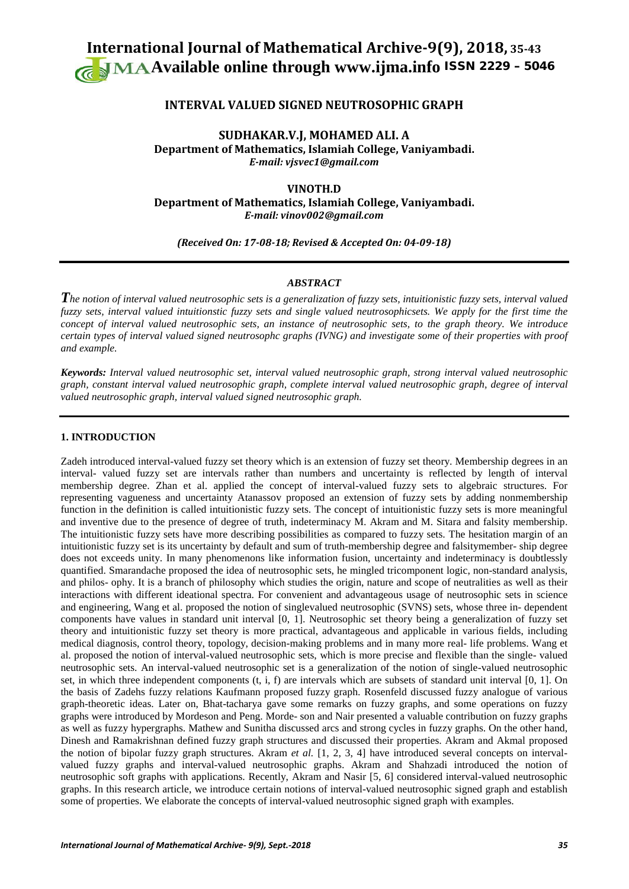# INTERVAL VALUED SIGNED NEUTROSOPHIC GRAPH

**SUDHAKAR.V.J, MOHAMED ALI. A**
**Department of Mathematics, Islamiah College, Vaniyambadi.**
***E-mail: vjsvec1@gmail.com***

**VINOTH.D**
**Department of Mathematics, Islamiah College, Vaniyambadi.**
***E-mail: vinov002@gmail.com***

***(Received On: 17-08-18; Revised & Accepted On: 04-09-18)***

## *ABSTRACT*

*The notion of interval valued neutrosophic sets is a generalization of fuzzy sets, intuitionistic fuzzy sets, interval valued fuzzy sets, interval valued intuitionstic fuzzy sets and single valued neutrosophicsets. We apply for the first time the concept of interval valued neutrosophic sets, an instance of neutrosophic sets, to the graph theory. We introduce certain types of interval valued signed neutrosophc graphs (IVNG) and investigate some of their properties with proof and example.*

***Keywords:*** *Interval valued neutrosophic set, interval valued neutrosophic graph, strong interval valued neutrosophic graph, constant interval valued neutrosophic graph, complete interval valued neutrosophic graph, degree of interval valued neutrosophic graph, interval valued signed neutrosophic graph.*

## 1. INTRODUCTION

Zadeh introduced interval-valued fuzzy set theory which is an extension of fuzzy set theory. Membership degrees in an interval- valued fuzzy set are intervals rather than numbers and uncertainty is reflected by length of interval membership degree. Zhan et al. applied the concept of interval-valued fuzzy sets to algebraic structures. For representing vagueness and uncertainty Atanassov proposed an extension of fuzzy sets by adding nonmembership function in the definition is called intuitionistic fuzzy sets. The concept of intuitionistic fuzzy sets is more meaningful and inventive due to the presence of degree of truth, indeterminacy M. Akram and M. Sitara and falsity membership. The intuitionistic fuzzy sets have more describing possibilities as compared to fuzzy sets. The hesitation margin of an intuitionistic fuzzy set is its uncertainty by default and sum of truth-membership degree and falsitymember- ship degree does not exceeds unity. In many phenomenons like information fusion, uncertainty and indeterminacy is doubtlessly quantified. Smarandache proposed the idea of neutrosophic sets, he mingled tricomponent logic, non-standard analysis, and philos- ophy. It is a branch of philosophy which studies the origin, nature and scope of neutralities as well as their interactions with different ideational spectra. For convenient and advantageous usage of neutrosophic sets in science and engineering, Wang et al. proposed the notion of singlevalued neutrosophic (SVNS) sets, whose three in- dependent components have values in standard unit interval [0, 1]. Neutrosophic set theory being a generalization of fuzzy set theory and intuitionistic fuzzy set theory is more practical, advantageous and applicable in various fields, including medical diagnosis, control theory, topology, decision-making problems and in many more real- life problems. Wang et al. proposed the notion of interval-valued neutrosophic sets, which is more precise and flexible than the single- valued neutrosophic sets. An interval-valued neutrosophic set is a generalization of the notion of single-valued neutrosophic set, in which three independent components (t, i, f) are intervals which are subsets of standard unit interval [0, 1]. On the basis of Zadehs fuzzy relations Kaufmann proposed fuzzy graph. Rosenfeld discussed fuzzy analogue of various graph-theoretic ideas. Later on, Bhat-tacharya gave some remarks on fuzzy graphs, and some operations on fuzzy graphs were introduced by Mordeson and Peng. Morde- son and Nair presented a valuable contribution on fuzzy graphs as well as fuzzy hypergraphs. Mathew and Sunitha discussed arcs and strong cycles in fuzzy graphs. On the other hand, Dinesh and Ramakrishnan defined fuzzy graph structures and discussed their properties. Akram and Akmal proposed the notion of bipolar fuzzy graph structures. Akram *et al.* [1, 2, 3, 4] have introduced several concepts on interval-valued fuzzy graphs and interval-valued neutrosophic graphs. Akram and Shahzadi introduced the notion of neutrosophic soft graphs with applications. Recently, Akram and Nasir [5, 6] considered interval-valued neutrosophic graphs. In this research article, we introduce certain notions of interval-valued neutrosophic signed graph and establish some of properties. We elaborate the concepts of interval-valued neutrosophic signed graph with examples.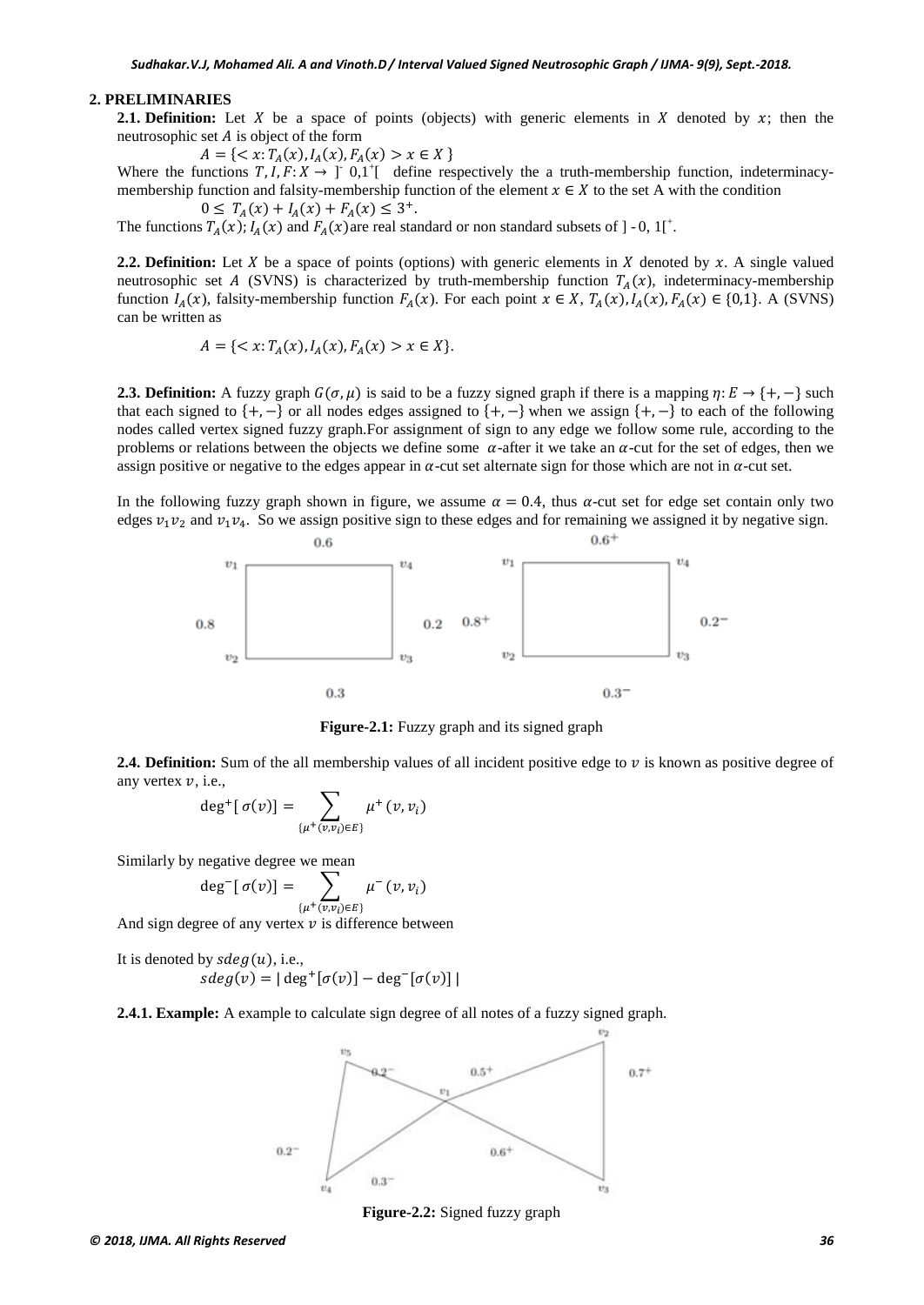## 2. PRELIMINARIES

**2.1. Definition:** Let $X$ be a space of points (objects) with generic elements in $X$ denoted by $x$; then the neutrosophic set $A$ is object of the form

$$A = \{< x: T_A(x), I_A(x), F_A(x) > x \in X \}$$

Where the functions $T, I, F: X \rightarrow \, ]^{-} 0,1^{+}[$ define respectively a truth-membership function, indeterminacy-membership function and falsity-membership function of the element $x \in X$ to the set A with the condition

$$0 \leq T_A(x) + I_A(x) + F_A(x) \leq 3^{+}.$$

The functions $T_A(x)$; $I_A(x)$ and $F_A(x)$ are real standard or non standard subsets of $]-0, 1[^{+}$.

**2.2. Definition:** Let $X$ be a space of points (options) with generic elements in $X$ denoted by $x$. A single valued neutrosophic set $A$ (SVNS) is characterized by truth-membership function $T_A(x)$, indeterminacy-membership function $I_A(x)$, falsity-membership function $F_A(x)$. For each point $x \in X$, $T_A(x), I_A(x), F_A(x) \in \{0,1\}$. A (SVNS) can be written as

$$A = \{< x: T_A(x), I_A(x), F_A(x) > x \in X\}.$$

**2.3. Definition:** A fuzzy graph $G(\sigma, \mu)$ is said to be a fuzzy signed graph if there is a mapping $\eta: E \rightarrow \{+, -\}$ such that each signed to $\{+, -\}$ or all nodes edges assigned to $\{+, -\}$ when we assign $\{+, -\}$ to each of the following nodes called vertex signed fuzzy graph.For assignment of sign to any edge we follow some rule, according to the problems or relations between the objects we define some $\alpha$-after it we take an $\alpha$-cut for the set of edges, then we assign positive or negative to the edges appear in $\alpha$-cut set alternate sign for those which are not in $\alpha$-cut set.

In the following fuzzy graph shown in figure, we assume $\alpha = 0.4$, thus $\alpha$-cut set for edge set contain only two edges $v_1 v_2$ and $v_1 v_4$. So we assign positive sign to these edges and for remaining we assigned it by negative sign.

**Figure-2.1:** Fuzzy graph and its signed graph

**2.4. Definition:** Sum of the all membership values of all incident positive edge to $v$ is known as positive degree of any vertex $v$, i.e.,

$$\deg^{+}[\sigma(v)] = \sum_{\{\mu^{+}(v, v_i) \in E\}} \mu^{+}(v, v_i)$$

Similarly by negative degree we mean

$$\deg^{-}[\sigma(v)] = \sum_{\{\mu^{+}(v, v_i) \in E\}} \mu^{-}(v, v_i)$$

And sign degree of any vertex $v$ is difference between

It is denoted by $sdeg(u)$, i.e.,

$$sdeg(v) = |\deg^{+}[\sigma(v)] - \deg^{-}[\sigma(v)]|$$

**2.4.1. Example:** A example to calculate sign degree of all notes of a fuzzy signed graph.

**Figure-2.2:** Signed fuzzy graph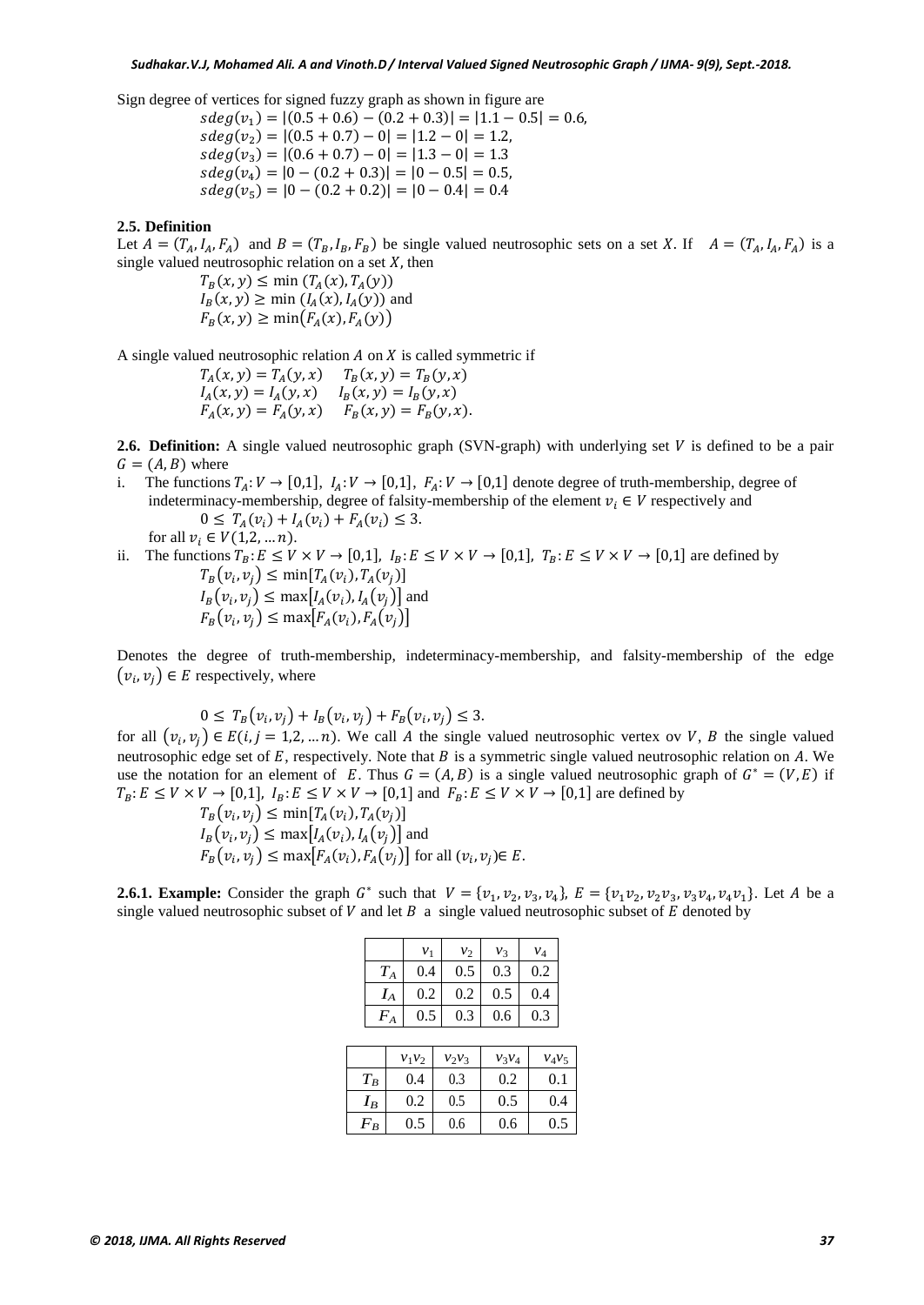Sign degree of vertices for signed fuzzy graph as shown in figure are

$$sdeg(v_1) = |(0.5 + 0.6) - (0.2 + 0.3)| = |1.1 - 0.5| = 0.6,$$
$$sdeg(v_2) = |(0.5 + 0.7) - 0| = |1.2 - 0| = 1.2,$$
$$sdeg(v_3) = |(0.6 + 0.7) - 0| = |1.3 - 0| = 1.3$$
$$sdeg(v_4) = |0 - (0.2 + 0.3)| = |0 - 0.5| = 0.5,$$
$$sdeg(v_5) = |0 - (0.2 + 0.2)| = |0 - 0.4| = 0.4$$

**2.5. Definition**

Let $A = (T_A, I_A, F_A)$ and $B = (T_B, I_B, F_B)$ be single valued neutrosophic sets on a set $X$. If $A = (T_A, I_A, F_A)$ is a single valued neutrosophic relation on a set $X$, then

$$T_B(x, y) \leq \min(T_A(x), T_A(y))$$
$$I_B(x, y) \geq \min(I_A(x), I_A(y)) \text{ and}$$
$$F_B(x, y) \geq \min(F_A(x), F_A(y))$$

A single valued neutrosophic relation $A$ on $X$ is called symmetric if

$$T_A(x, y) = T_A(y, x) \quad T_B(x, y) = T_B(y, x)$$
$$I_A(x, y) = I_A(y, x) \quad I_B(x, y) = I_B(y, x)$$
$$F_A(x, y) = F_A(y, x) \quad F_B(x, y) = F_B(y, x).$$

**2.6. Definition:** A single valued neutrosophic graph (SVN-graph) with underlying set $V$ is defined to be a pair $G = (A, B)$ where

i. The functions $T_A: V \to [0,1]$, $I_A: V \to [0,1]$, $F_A: V \to [0,1]$ denote degree of truth-membership, degree of indeterminacy-membership, degree of falsity-membership of the element $v_i \in V$ respectively and

$$0 \leq T_A(v_i) + I_A(v_i) + F_A(v_i) \leq 3.$$

for all $v_i \in V(1,2, \dots n)$.

ii. The functions $T_B: E \leq V \times V \to [0,1]$, $I_B: E \leq V \times V \to [0,1]$, $T_B: E \leq V \times V \to [0,1]$ are defined by

$$T_B(v_i, v_j) \leq \min[T_A(v_i), T_A(v_j)]$$
$$I_B(v_i, v_j) \leq \max[I_A(v_i), I_A(v_j)] \text{ and}$$
$$F_B(v_i, v_j) \leq \max[F_A(v_i), F_A(v_j)]$$

Denotes the degree of truth-membership, indeterminacy-membership, and falsity-membership of the edge $(v_i, v_j) \in E$ respectively, where

$$0 \leq T_B(v_i, v_j) + I_B(v_i, v_j) + F_B(v_i, v_j) \leq 3.$$

for all $(v_i, v_j) \in E(i, j = 1,2, \dots n)$. We call $A$ the single valued neutrosophic vertex ov $V$, $B$ the single valued neutrosophic edge set of $E$, respectively. Note that $B$ is a symmetric single valued neutrosophic relation on $A$. We use the notation for an element of $E$. Thus $G = (A, B)$ is a single valued neutrosophic graph of $G^* = (V, E)$ if $T_B: E \leq V \times V \to [0,1]$, $I_B: E \leq V \times V \to [0,1]$ and $F_B: E \leq V \times V \to [0,1]$ are defined by

$$T_B(v_i, v_j) \leq \min[T_A(v_i), T_A(v_j)]$$
$$I_B(v_i, v_j) \leq \max[I_A(v_i), I_A(v_j)] \text{ and}$$
$$F_B(v_i, v_j) \leq \max[F_A(v_i), F_A(v_j)] \text{ for all } (v_i, v_j) \in E.$$

**2.6.1. Example:** Consider the graph $G^*$ such that $V = \{v_1, v_2, v_3, v_4\}$, $E = \{v_1v_2, v_2v_3, v_3v_4, v_4v_1\}$. Let $A$ be a single valued neutrosophic subset of $V$ and let $B$ a single valued neutrosophic subset of $E$ denoted by

| | $v_1$ | $v_2$ | $v_3$ | $v_4$ |
|---|---|---|---|---|
| $T_A$ | 0.4 | 0.5 | 0.3 | 0.2 |
| $I_A$ | 0.2 | 0.2 | 0.5 | 0.4 |
| $F_A$ | 0.5 | 0.3 | 0.6 | 0.3 |

| | $v_1v_2$ | $v_2v_3$ | $v_3v_4$ | $v_4v_5$ |
|---|---|---|---|---|
| $T_B$ | 0.4 | 0.3 | 0.2 | 0.1 |
| $I_B$ | 0.2 | 0.5 | 0.5 | 0.4 |
| $F_B$ | 0.5 | 0.6 | 0.6 | 0.5 |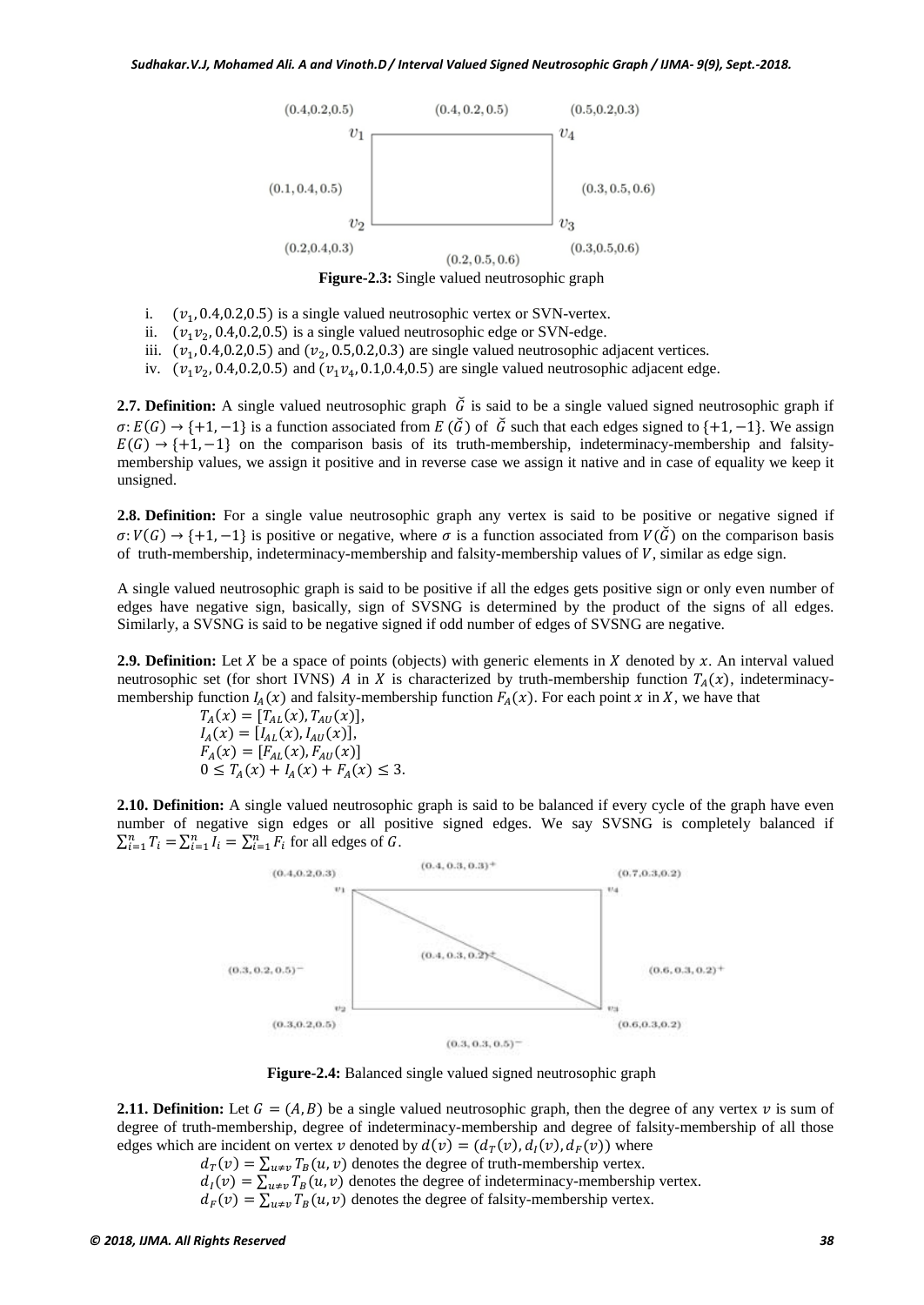(0.4,0.2,0.5) (0.4, 0.2, 0.5) (0.5,0.2,0.3)

$v_1$ $v_4$

(0.1, 0.4, 0.5) (0.3, 0.5, 0.6)

$v_2$ $v_3$

(0.2,0.4,0.3) (0.2, 0.5, 0.6) (0.3,0.5,0.6)

**Figure-2.3:** Single valued neutrosophic graph

i. $(v_1, 0.4, 0.2, 0.5)$ is a single valued neutrosophic vertex or SVN-vertex.
ii. $(v_1v_2, 0.4, 0.2, 0.5)$ is a single valued neutrosophic edge or SVN-edge.
iii. $(v_1, 0.4, 0.2, 0.5)$ and $(v_2, 0.5, 0.2, 0.3)$ are single valued neutrosophic adjacent vertices.
iv. $(v_1v_2, 0.4, 0.2, 0.5)$ and $(v_1v_4, 0.1, 0.4, 0.5)$ are single valued neutrosophic adjacent edge.

**2.7. Definition:** A single valued neutrosophic graph $\breve{G}$ is said to be a single valued signed neutrosophic graph if $\sigma: E(G) \rightarrow \{+1, -1\}$ is a function associated from $E(\breve{G})$ of $\breve{G}$ such that each edges signed to $\{+1, -1\}$. We assign $E(G) \rightarrow \{+1, -1\}$ on the comparison basis of its truth-membership, indeterminacy-membership and falsity-membership values, we assign it positive and in reverse case we assign it native and in case of equality we keep it unsigned.

**2.8. Definition:** For a single value neutrosophic graph any vertex is said to be positive or negative signed if $\sigma: V(G) \rightarrow \{+1, -1\}$ is positive or negative, where $\sigma$ is a function associated from $V(\breve{G})$ on the comparison basis of truth-membership, indeterminacy-membership and falsity-membership values of $V$, similar as edge sign.

A single valued neutrosophic graph is said to be positive if all the edges gets positive sign or only even number of edges have negative sign, basically, sign of SVSNG is determined by the product of the signs of all edges. Similarly, a SVSNG is said to be negative signed if odd number of edges of SVSNG are negative.

**2.9. Definition:** Let $X$ be a space of points (objects) with generic elements in $X$ denoted by $x$. An interval valued neutrosophic set (for short IVNS) $A$ in $X$ is characterized by truth-membership function $T_A(x)$, indeterminacy-membership function $I_A(x)$ and falsity-membership function $F_A(x)$. For each point $x$ in $X$, we have that

$$T_A(x) = [T_{AL}(x), T_{AU}(x)],$$
$$I_A(x) = [I_{AL}(x), I_{AU}(x)],$$
$$F_A(x) = [F_{AL}(x), F_{AU}(x)]$$
$$0 \leq T_A(x) + I_A(x) + F_A(x) \leq 3.$$

**2.10. Definition:** A single valued neutrosophic graph is said to be balanced if every cycle of the graph have even number of negative sign edges or all positive signed edges. We say SVSNG is completely balanced if $\sum_{i=1}^{n} T_i = \sum_{i=1}^{n} I_i = \sum_{i=1}^{n} F_i$ for all edges of $G$.

(0.4,0.2,0.3) $(0.4, 0.3, 0.3)^+$ (0.7,0.3,0.2)

$v_1$ $v_4$

$(0.4, 0.3, 0.2)^+$

$(0.3, 0.2, 0.5)^-$ $(0.6, 0.3, 0.2)^+$

$v_2$ $v_3$

(0.3,0.2,0.5) (0.6,0.3,0.2)

$(0.3, 0.3, 0.5)^-$

**Figure-2.4:** Balanced single valued signed neutrosophic graph

**2.11. Definition:** Let $G = (A, B)$ be a single valued neutrosophic graph, then the degree of any vertex $v$ is sum of degree of truth-membership, degree of indeterminacy-membership and degree of falsity-membership of all those edges which are incident on vertex $v$ denoted by $d(v) = (d_T(v), d_I(v), d_F(v))$ where

$d_T(v) = \sum_{u \neq v} T_B(u, v)$ denotes the degree of truth-membership vertex.
$d_I(v) = \sum_{u \neq v} T_B(u, v)$ denotes the degree of indeterminacy-membership vertex.
$d_F(v) = \sum_{u \neq v} T_B(u, v)$ denotes the degree of falsity-membership vertex.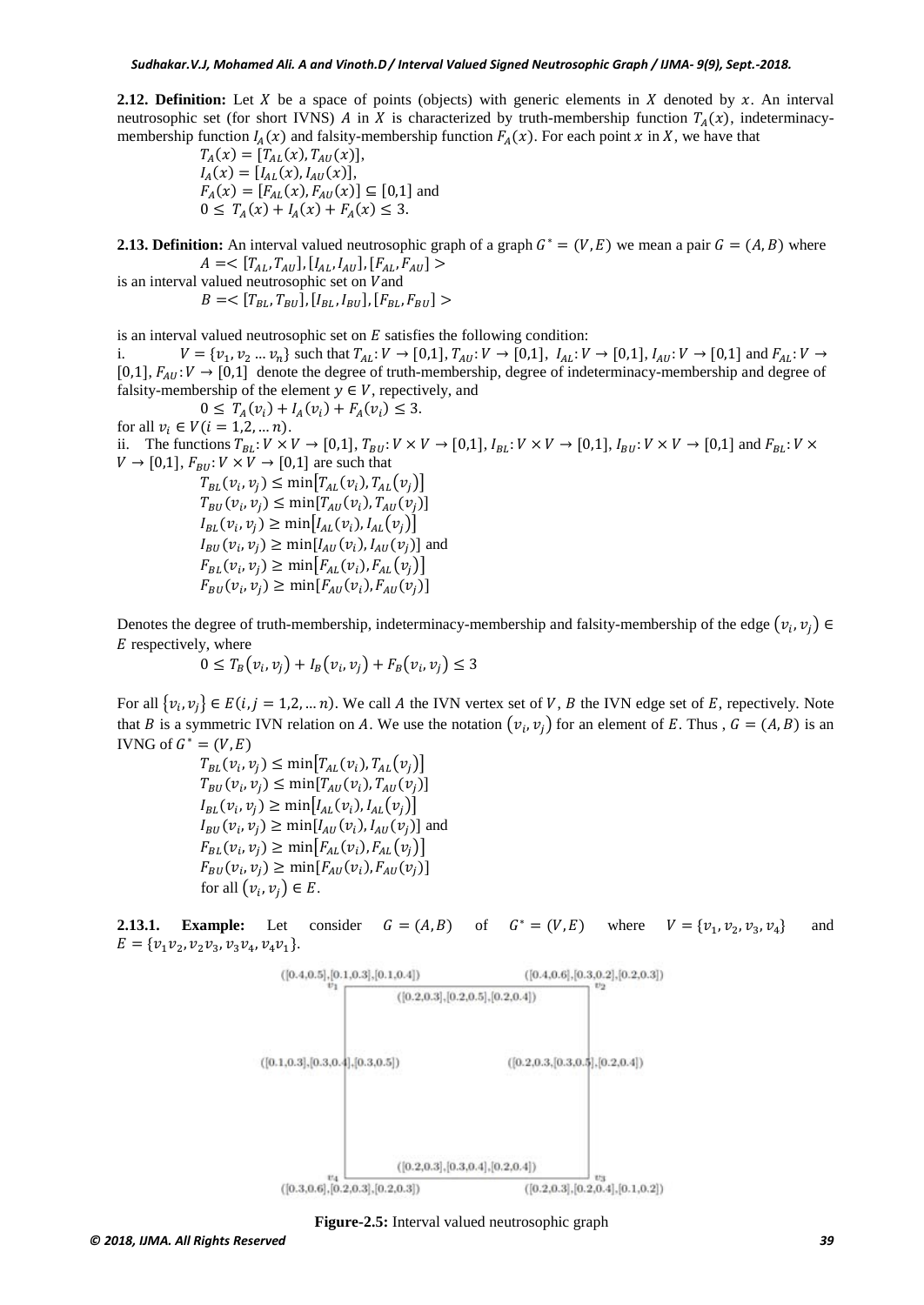**2.12. Definition:** Let $X$ be a space of points (objects) with generic elements in $X$ denoted by $x$. An interval neutrosophic set (for short IVNS) $A$ in $X$ is characterized by truth-membership function $T_A(x)$, indeterminacy-membership function $I_A(x)$ and falsity-membership function $F_A(x)$. For each point $x$ in $X$, we have that

$$T_A(x) = [T_{AL}(x), T_{AU}(x)],$$
$$I_A(x) = [I_{AL}(x), I_{AU}(x)],$$
$$F_A(x) = [F_{AL}(x), F_{AU}(x)] \subseteq [0,1] \text{ and}$$
$$0 \leq T_A(x) + I_A(x) + F_A(x) \leq 3.$$

**2.13. Definition:** An interval valued neutrosophic graph of a graph $G^* = (V, E)$ we mean a pair $G = (A, B)$ where

$$A =< [T_{AL}, T_{AU}], [I_{AL}, I_{AU}], [F_{AL}, F_{AU}] >$$

is an interval valued neutrosophic set on $V$and

$$B =< [T_{BL}, T_{BU}], [I_{BL}, I_{BU}], [F_{BL}, F_{BU}] >$$

is an interval valued neutrosophic set on $E$ satisfies the following condition:

i. $V = \{v_1, v_2 \dots v_n\}$ such that $T_{AL}: V \to [0,1]$, $T_{AU}: V \to [0,1]$, $I_{AL}: V \to [0,1]$, $I_{AU}: V \to [0,1]$ and $F_{AL}: V \to [0,1]$, $F_{AU}: V \to [0,1]$ denote the degree of truth-membership, degree of indeterminacy-membership and degree of falsity-membership of the element $y \in V$, repectively, and

$$0 \leq T_A(v_i) + I_A(v_i) + F_A(v_i) \leq 3.$$

for all $v_i \in V (i = 1,2, \dots n)$.

ii. The functions $T_{BL}: V \times V \to [0,1]$, $T_{BU}: V \times V \to [0,1]$, $I_{BL}: V \times V \to [0,1]$, $I_{BU}: V \times V \to [0,1]$ and $F_{BL}: V \times V \to [0,1]$, $F_{BU}: V \times V \to [0,1]$ are such that

$$T_{BL}(v_i, v_j) \leq \min[T_{AL}(v_i), T_{AL}(v_j)]$$
$$T_{BU}(v_i, v_j) \leq \min[T_{AU}(v_i), T_{AU}(v_j)]$$
$$I_{BL}(v_i, v_j) \geq \min[I_{AL}(v_i), I_{AL}(v_j)]$$
$$I_{BU}(v_i, v_j) \geq \min[I_{AU}(v_i), I_{AU}(v_j)] \text{ and}$$
$$F_{BL}(v_i, v_j) \geq \min[F_{AL}(v_i), F_{AL}(v_j)]$$
$$F_{BU}(v_i, v_j) \geq \min[F_{AU}(v_i), F_{AU}(v_j)]$$

Denotes the degree of truth-membership, indeterminacy-membership and falsity-membership of the edge $(v_i, v_j) \in E$ respectively, where

$$0 \leq T_B(v_i, v_j) + I_B(v_i, v_j) + F_B(v_i, v_j) \leq 3$$

For all $\{v_i, v_j\} \in E (i, j = 1,2, \dots n)$. We call $A$ the IVN vertex set of $V$, $B$ the IVN edge set of $E$, repectively. Note that $B$ is a symmetric IVN relation on $A$. We use the notation $(v_i, v_j)$ for an element of $E$. Thus , $G = (A, B)$ is an IVNG of $G^* = (V, E)$

$$T_{BL}(v_i, v_j) \leq \min[T_{AL}(v_i), T_{AL}(v_j)]$$
$$T_{BU}(v_i, v_j) \leq \min[T_{AU}(v_i), T_{AU}(v_j)]$$
$$I_{BL}(v_i, v_j) \geq \min[I_{AL}(v_i), I_{AL}(v_j)]$$
$$I_{BU}(v_i, v_j) \geq \min[I_{AU}(v_i), I_{AU}(v_j)] \text{ and}$$
$$F_{BL}(v_i, v_j) \geq \min[F_{AL}(v_i), F_{AL}(v_j)]$$
$$F_{BU}(v_i, v_j) \geq \min[F_{AU}(v_i), F_{AU}(v_j)]$$
$$\text{for all } (v_i, v_j) \in E.$$

**2.13.1. Example:** Let consider $G = (A, B)$ of $G^* = (V, E)$ where $V = \{v_1, v_2, v_3, v_4\}$ and $E = \{v_1v_2, v_2v_3, v_3v_4, v_4v_1\}$.

$v_1$: ([0.4,0.5],[0.1,0.3],[0.1,0.4])
$v_2$: ([0.4,0.6],[0.3,0.2],[0.2,0.3])
$v_3$: ([0.2,0.3],[0.2,0.4],[0.1,0.2])
$v_4$: ([0.3,0.6],[0.2,0.3],[0.2,0.3])
$v_1v_2$: ([0.2,0.3],[0.2,0.5],[0.2,0.4])
$v_2v_3$: ([0.2,0.3,[0.3,0.5],[0.2,0.4])
$v_3v_4$: ([0.2,0.3],[0.3,0.4],[0.2,0.4])
$v_4v_1$: ([0.1,0.3],[0.3,0.4],[0.3,0.5])

**Figure-2.5:** Interval valued neutrosophic graph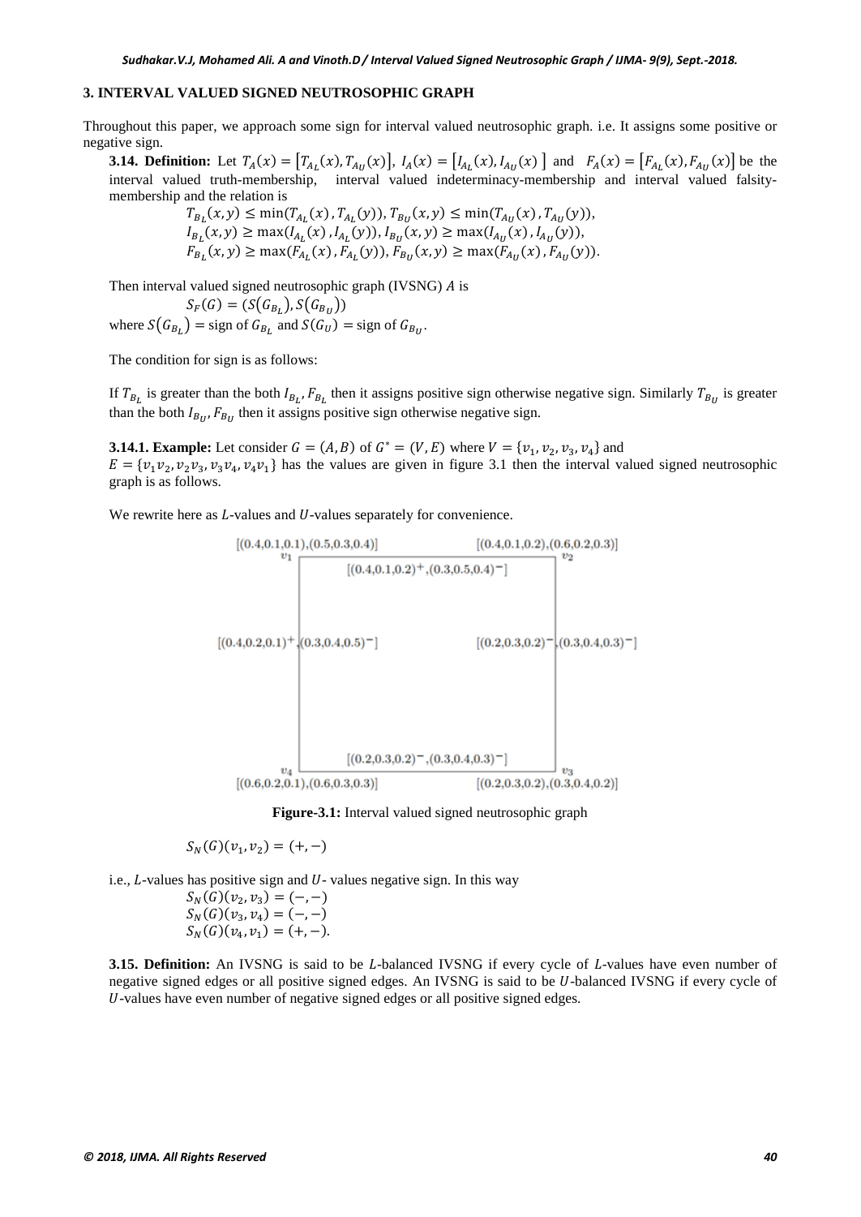## 3. INTERVAL VALUED SIGNED NEUTROSOPHIC GRAPH

Throughout this paper, we approach some sign for interval valued neutrosophic graph. i.e. It assigns some positive or negative sign.

**3.14. Definition:** Let $T_A(x) = [T_{A_L}(x), T_{A_U}(x)]$, $I_A(x) = [I_{A_L}(x), I_{A_U}(x)]$ and $F_A(x) = [F_{A_L}(x), F_{A_U}(x)]$ be the interval valued truth-membership, interval valued indeterminacy-membership and interval valued falsity-membership and the relation is

$$T_{B_L}(x,y) \leq \min(T_{A_L}(x), T_{A_L}(y)), T_{B_U}(x,y) \leq \min(T_{A_U}(x), T_{A_U}(y)),$$
$$I_{B_L}(x,y) \geq \max(I_{A_L}(x), I_{A_L}(y)), I_{B_U}(x,y) \geq \max(I_{A_U}(x), I_{A_U}(y)),$$
$$F_{B_L}(x,y) \geq \max(F_{A_L}(x), F_{A_L}(y)), F_{B_U}(x,y) \geq \max(F_{A_U}(x), F_{A_U}(y)).$$

Then interval valued signed neutrosophic graph (IVSNG) $A$ is

$$S_F(G) = (S(G_{B_L}), S(G_{B_U}))$$

where $S(G_{B_L})$ = sign of $G_{B_L}$ and $S(G_U)$ = sign of $G_{B_U}$.

The condition for sign is as follows:

If $T_{B_L}$ is greater than the both $I_{B_L}, F_{B_L}$ then it assigns positive sign otherwise negative sign. Similarly $T_{B_U}$ is greater than the both $I_{B_U}, F_{B_U}$ then it assigns positive sign otherwise negative sign.

**3.14.1. Example:** Let consider $G = (A, B)$ of $G^* = (V, E)$ where $V = \{v_1, v_2, v_3, v_4\}$ and $E = \{v_1v_2, v_2v_3, v_3v_4, v_4v_1\}$ has the values are given in figure 3.1 then the interval valued signed neutrosophic graph is as follows.

We rewrite here as $L$-values and $U$-values separately for convenience.

$v_1$: [(0.4,0.1,0.1),(0.5,0.3,0.4)]
$v_2$: [(0.4,0.1,0.2),(0.6,0.2,0.3)]
$v_3$: [(0.2,0.3,0.2),(0.3,0.4,0.2)]
$v_4$: [(0.6,0.2,0.1),(0.6,0.3,0.3)]

$v_1v_2$: $[(0.4,0.1,0.2)^+,(0.3,0.5,0.4)^-]$
$v_2v_3$: $[(0.2,0.3,0.2)^-,(0.3,0.4,0.3)^-]$
$v_3v_4$: $[(0.2,0.3,0.2)^-,(0.3,0.4,0.3)^-]$
$v_4v_1$: $[(0.4,0.2,0.1)^+,(0.3,0.4,0.5)^-]$

**Figure-3.1:** Interval valued signed neutrosophic graph

$$S_N(G)(v_1, v_2) = (+, -)$$

i.e., $L$-values has positive sign and $U$- values negative sign. In this way

$$S_N(G)(v_2, v_3) = (-, -)$$
$$S_N(G)(v_3, v_4) = (-, -)$$
$$S_N(G)(v_4, v_1) = (+, -).$$

**3.15. Definition:** An IVSNG is said to be $L$-balanced IVSNG if every cycle of $L$-values have even number of negative signed edges or all positive signed edges. An IVSNG is said to be $U$-balanced IVSNG if every cycle of $U$-values have even number of negative signed edges or all positive signed edges.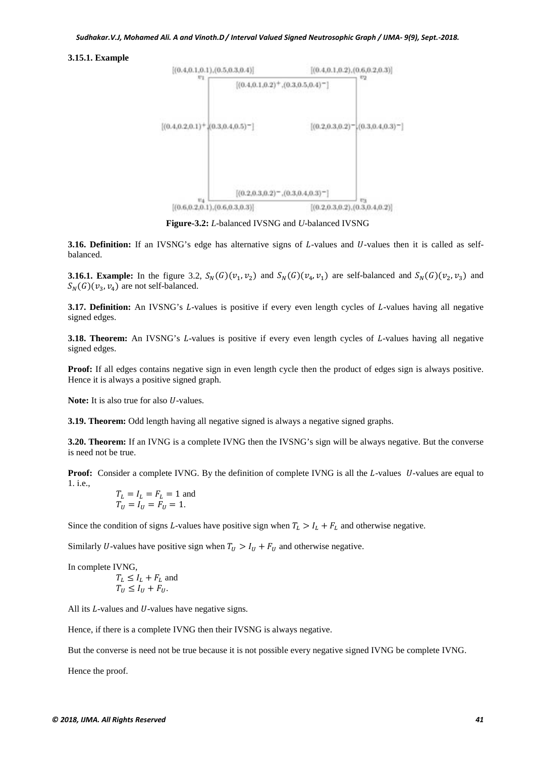**3.15.1. Example**

$[(0.4,0.1,0.1),(0.5,0.3,0.4)]$ $v_1$ $[(0.4,0.1,0.2),(0.6,0.2,0.3)]$ $v_2$

$[(0.4,0.1,0.2)^+,(0.3,0.5,0.4)^-]$

$[(0.4,0.2,0.1)^+,(0.3,0.4,0.5)^-]$ $[(0.2,0.3,0.2)^-,(0.3,0.4,0.3)^-]$

$[(0.2,0.3,0.2)^-,(0.3,0.4,0.3)^-]$

$v_4$ $[(0.6,0.2,0.1),(0.6,0.3,0.3)]$ $v_3$ $[(0.2,0.3,0.2),(0.3,0.4,0.2)]$

**Figure-3.2:** *L*-balanced IVSNG and *U*-balanced IVSNG

**3.16. Definition:** If an IVSNG's edge has alternative signs of $L$-values and $U$-values then it is called as self-balanced.

**3.16.1. Example:** In the figure 3.2, $S_N(G)(v_1, v_2)$ and $S_N(G)(v_4, v_1)$ are self-balanced and $S_N(G)(v_2, v_3)$ and $S_N(G)(v_3, v_4)$ are not self-balanced.

**3.17. Definition:** An IVSNG's $L$-values is positive if every even length cycles of $L$-values having all negative signed edges.

**3.18. Theorem:** An IVSNG's $L$-values is positive if every even length cycles of $L$-values having all negative signed edges.

**Proof:** If all edges contains negative sign in even length cycle then the product of edges sign is always positive. Hence it is always a positive signed graph.

**Note:** It is also true for also $U$-values.

**3.19. Theorem:** Odd length having all negative signed is always a negative signed graphs.

**3.20. Theorem:** If an IVNG is a complete IVNG then the IVSNG's sign will be always negative. But the converse is need not be true.

**Proof:** Consider a complete IVNG. By the definition of complete IVNG is all the $L$-values $U$-values are equal to 1. i.e.,

$$T_L = I_L = F_L = 1 \text{ and}$$
$$T_U = I_U = F_U = 1.$$

Since the condition of signs $L$-values have positive sign when $T_L > I_L + F_L$ and otherwise negative.

Similarly $U$-values have positive sign when $T_U > I_U + F_U$ and otherwise negative.

In complete IVNG,

$$T_L \le I_L + F_L \text{ and}$$
$$T_U \le I_U + F_U.$$

All its $L$-values and $U$-values have negative signs.

Hence, if there is a complete IVNG then their IVSNG is always negative.

But the converse is need not be true because it is not possible every negative signed IVNG be complete IVNG.

Hence the proof.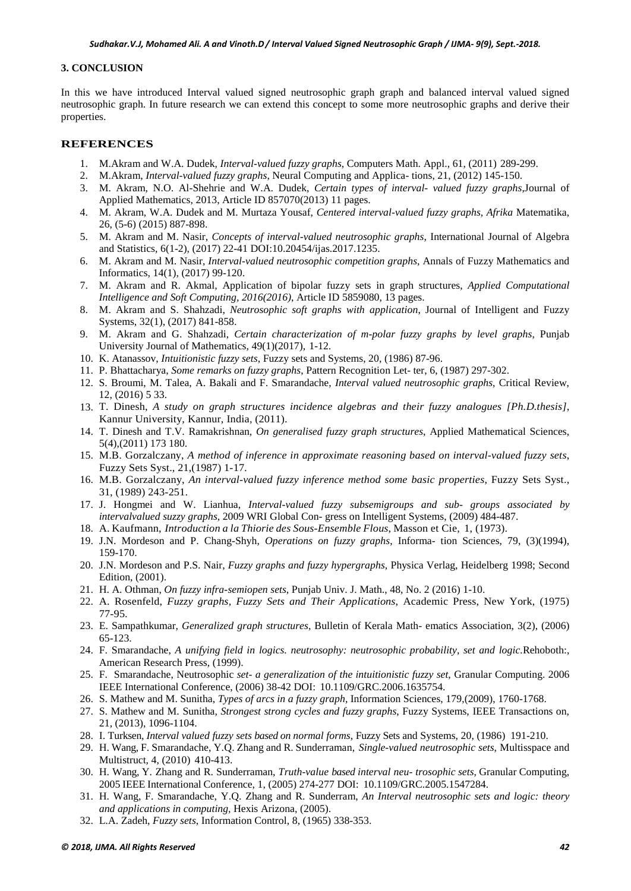## 3. CONCLUSION

In this we have introduced Interval valued signed neutrosophic graph graph and balanced interval valued signed neutrosophic graph. In future research we can extend this concept to some more neutrosophic graphs and derive their properties.

## REFERENCES

1. M.Akram and W.A. Dudek, *Interval-valued fuzzy graphs*, Computers Math. Appl., 61, (2011) 289-299.
2. M.Akram, *Interval-valued fuzzy graphs*, Neural Computing and Applica- tions, 21, (2012) 145-150.
3. M. Akram, N.O. Al-Shehrie and W.A. Dudek, *Certain types of interval- valued fuzzy graphs*,Journal of Applied Mathematics, 2013, Article ID 857070(2013) 11 pages.
4. M. Akram, W.A. Dudek and M. Murtaza Yousaf, *Centered interval-valued fuzzy graphs, Afrika* Matematika, 26, (5-6) (2015) 887-898.
5. M. Akram and M. Nasir, *Concepts of interval-valued neutrosophic graphs,* International Journal of Algebra and Statistics, 6(1-2), (2017) 22-41 DOI:10.20454/ijas.2017.1235.
6. M. Akram and M. Nasir, *Interval-valued neutrosophic competition graphs*, Annals of Fuzzy Mathematics and Informatics, 14(1), (2017) 99-120.
7. M. Akram and R. Akmal, Application of bipolar fuzzy sets in graph structures, *Applied Computational Intelligence and Soft Computing, 2016(2016)*, Article ID 5859080, 13 pages.
8. M. Akram and S. Shahzadi, *Neutrosophic soft graphs with application*, Journal of Intelligent and Fuzzy Systems, 32(1), (2017) 841-858.
9. M. Akram and G. Shahzadi, *Certain characterization of m-polar fuzzy graphs by level graphs,* Punjab University Journal of Mathematics, 49(1)(2017), 1-12.
10. K. Atanassov, *Intuitionistic fuzzy sets*, Fuzzy sets and Systems, 20, (1986) 87-96.
11. P. Bhattacharya, *Some remarks on fuzzy graphs*, Pattern Recognition Let- ter, 6, (1987) 297-302.
12. S. Broumi, M. Talea, A. Bakali and F. Smarandache, *Interval valued neutrosophic graphs*, Critical Review, 12, (2016) 5 33.
13. T. Dinesh, *A study on graph structures incidence algebras and their fuzzy analogues [Ph.D.thesis]*, Kannur University, Kannur, India, (2011).
14. T. Dinesh and T.V. Ramakrishnan, *On generalised fuzzy graph structures*, Applied Mathematical Sciences, 5(4),(2011) 173 180.
15. M.B. Gorzalczany, *A method of inference in approximate reasoning based on interval-valued fuzzy sets*, Fuzzy Sets Syst., 21,(1987) 1-17.
16. M.B. Gorzalczany, *An interval-valued fuzzy inference method some basic properties*, Fuzzy Sets Syst., 31, (1989) 243-251.
17. J. Hongmei and W. Lianhua, *Interval-valued fuzzy subsemigroups and sub- groups associated by intervalvalued suzzy graphs*, 2009 WRI Global Con- gress on Intelligent Systems, (2009) 484-487.
18. A. Kaufmann, *Introduction a la Thiorie des Sous-Ensemble Flous*, Masson et Cie, 1, (1973).
19. J.N. Mordeson and P. Chang-Shyh, *Operations on fuzzy graphs*, Informa- tion Sciences, 79, (3)(1994), 159-170.
20. J.N. Mordeson and P.S. Nair, *Fuzzy graphs and fuzzy hypergraphs*, Physica Verlag, Heidelberg 1998; Second Edition, (2001).
21. H. A. Othman, *On fuzzy infra-semiopen sets*, Punjab Univ. J. Math., 48, No. 2 (2016) 1-10.
22. A. Rosenfeld, *Fuzzy graphs, Fuzzy Sets and Their Applications,* Academic Press, New York, (1975) 77-95.
23. E. Sampathkumar, *Generalized graph structures*, Bulletin of Kerala Math- ematics Association, 3(2), (2006) 65-123.
24. F. Smarandache, *A unifying field in logics. neutrosophy: neutrosophic probability, set and logic*.Rehoboth:, American Research Press, (1999).
25. F. Smarandache, Neutrosophic *set- a generalization of the intuitionistic fuzzy set*, Granular Computing. 2006 IEEE International Conference, (2006) 38-42 DOI: 10.1109/GRC.2006.1635754.
26. S. Mathew and M. Sunitha, *Types of arcs in a fuzzy graph*, Information Sciences, 179,(2009), 1760-1768.
27. S. Mathew and M. Sunitha, *Strongest strong cycles and fuzzy graphs*, Fuzzy Systems, IEEE Transactions on, 21, (2013), 1096-1104.
28. I. Turksen, *Interval valued fuzzy sets based on normal forms*, Fuzzy Sets and Systems, 20, (1986) 191-210.
29. H. Wang, F. Smarandache, Y.Q. Zhang and R. Sunderraman, *Single-valued neutrosophic sets*, Multisspace and Multistruct, 4, (2010) 410-413.
30. H. Wang, Y. Zhang and R. Sunderraman, *Truth-value based interval neu- trosophic sets*, Granular Computing, 2005 IEEE International Conference, 1, (2005) 274-277 DOI: 10.1109/GRC.2005.1547284.
31. H. Wang, F. Smarandache, Y.Q. Zhang and R. Sunderram, *An Interval neutrosophic sets and logic: theory and applications in computing,* Hexis Arizona, (2005).
32. L.A. Zadeh, *Fuzzy sets*, Information Control, 8, (1965) 338-353.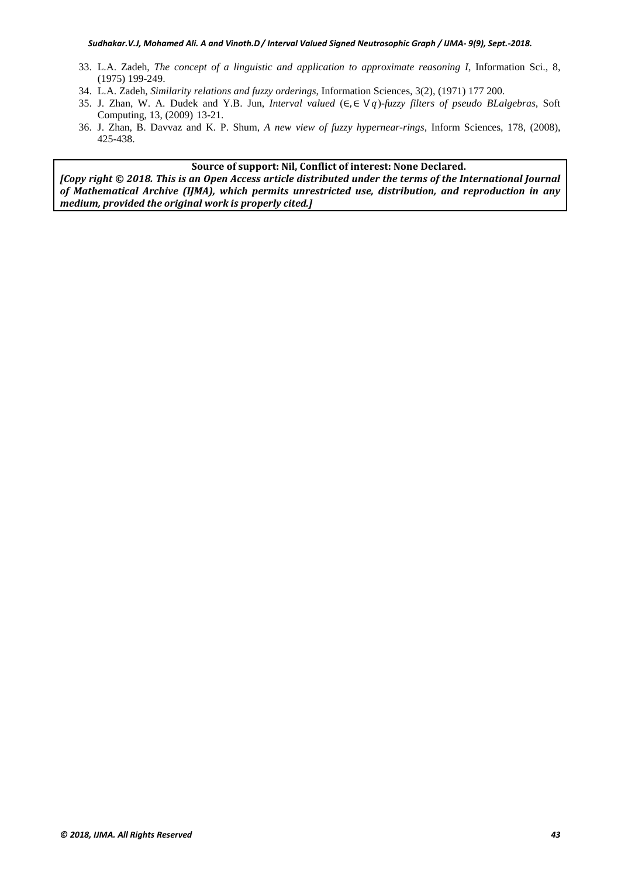33. L.A. Zadeh, *The concept of a linguistic and application to approximate reasoning I*, Information Sci., 8, (1975) 199-249.
34. L.A. Zadeh, *Similarity relations and fuzzy orderings*, Information Sciences, 3(2), (1971) 177 200.
35. J. Zhan, W. A. Dudek and Y.B. Jun, *Interval valued* $(\in, \in \vee q)$*-fuzzy filters of pseudo BLalgebras*, Soft Computing, 13, (2009) 13-21.
36. J. Zhan, B. Davvaz and K. P. Shum, *A new view of fuzzy hypernear-rings*, Inform Sciences, 178, (2008), 425-438.

**Source of support: Nil, Conflict of interest: None Declared.**

***[Copy right © 2018. This is an Open Access article distributed under the terms of the International Journal of Mathematical Archive (IJMA), which permits unrestricted use, distribution, and reproduction in any medium, provided the original work is properly cited.]***